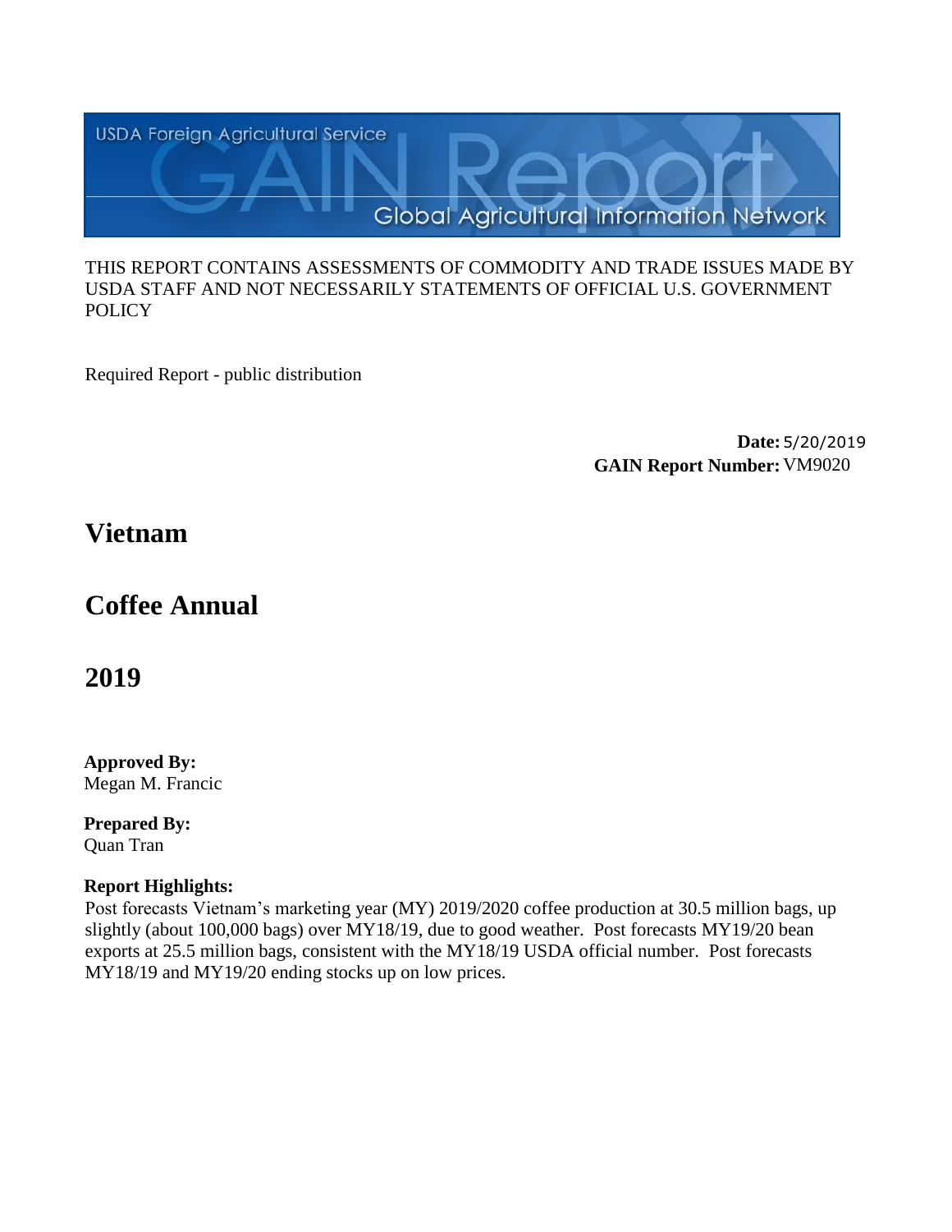USDA Foreign Agricultural Service

GAIN Report

Global Agricultural Information Network

THIS REPORT CONTAINS ASSESSMENTS OF COMMODITY AND TRADE ISSUES MADE BY USDA STAFF AND NOT NECESSARILY STATEMENTS OF OFFICIAL U.S. GOVERNMENT POLICY

Required Report - public distribution

**Date:** 5/20/2019
**GAIN Report Number:** VM9020

# Vietnam

# Coffee Annual

# 2019

**Approved By:**
Megan M. Francic

**Prepared By:**
Quan Tran

**Report Highlights:**
Post forecasts Vietnam's marketing year (MY) 2019/2020 coffee production at 30.5 million bags, up slightly (about 100,000 bags) over MY18/19, due to good weather. Post forecasts MY19/20 bean exports at 25.5 million bags, consistent with the MY18/19 USDA official number. Post forecasts MY18/19 and MY19/20 ending stocks up on low prices.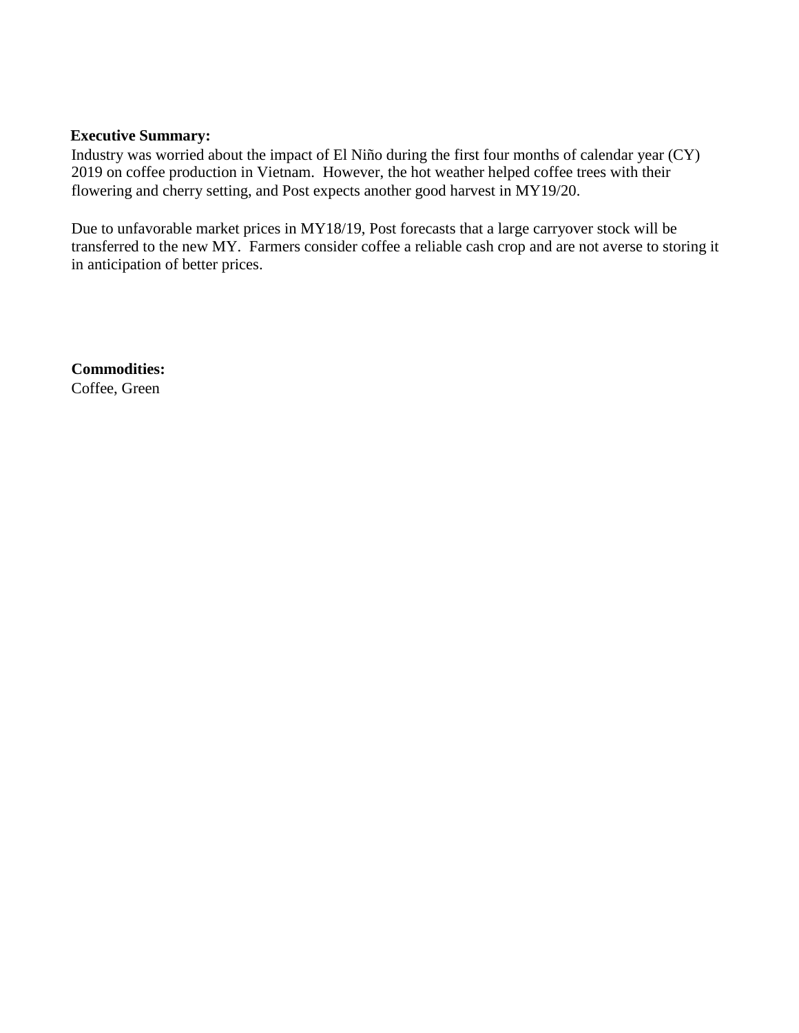**Executive Summary:**

Industry was worried about the impact of El Niño during the first four months of calendar year (CY) 2019 on coffee production in Vietnam. However, the hot weather helped coffee trees with their flowering and cherry setting, and Post expects another good harvest in MY19/20.

Due to unfavorable market prices in MY18/19, Post forecasts that a large carryover stock will be transferred to the new MY. Farmers consider coffee a reliable cash crop and are not averse to storing it in anticipation of better prices.

**Commodities:**

Coffee, Green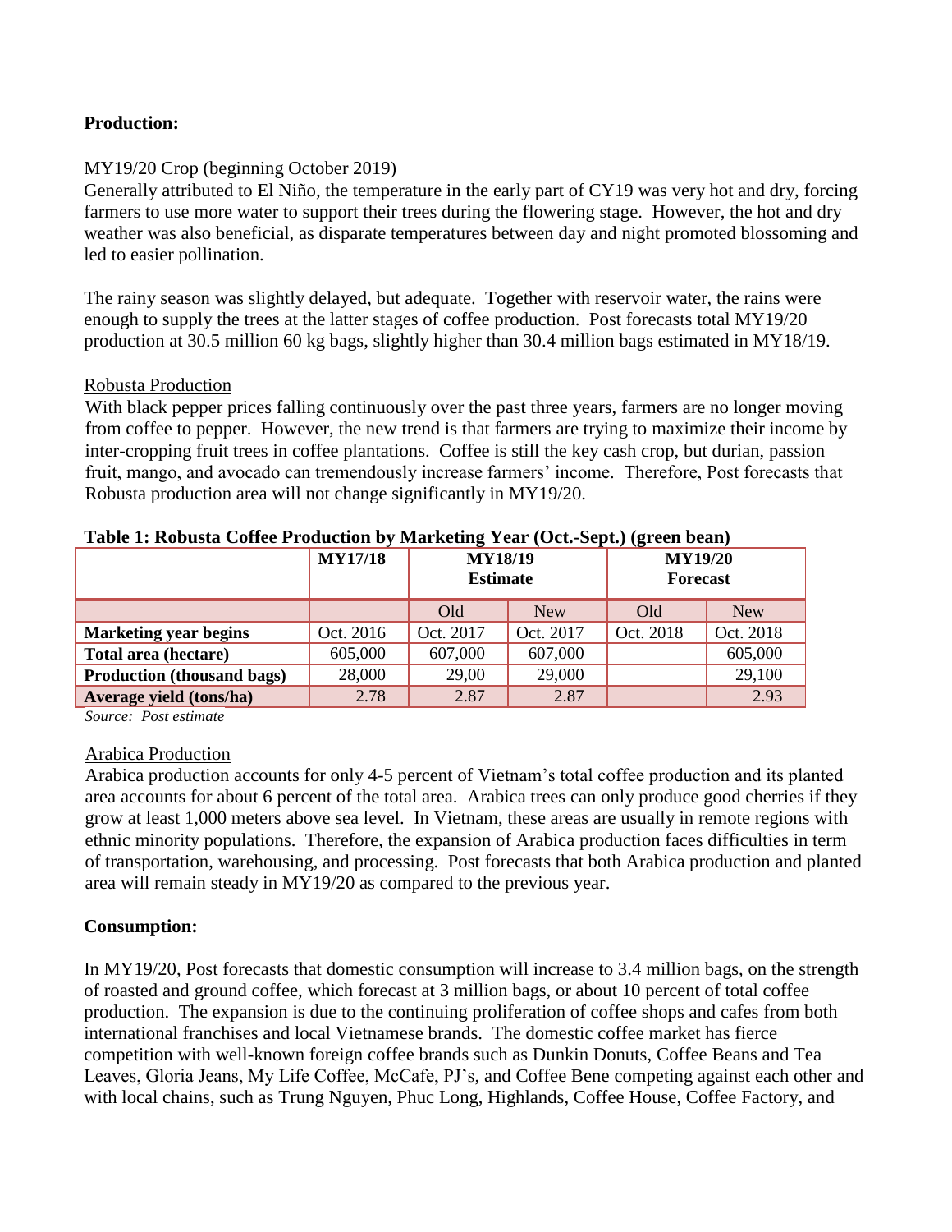**Production:**

MY19/20 Crop (beginning October 2019)

Generally attributed to El Niño, the temperature in the early part of CY19 was very hot and dry, forcing farmers to use more water to support their trees during the flowering stage. However, the hot and dry weather was also beneficial, as disparate temperatures between day and night promoted blossoming and led to easier pollination.

The rainy season was slightly delayed, but adequate. Together with reservoir water, the rains were enough to supply the trees at the latter stages of coffee production. Post forecasts total MY19/20 production at 30.5 million 60 kg bags, slightly higher than 30.4 million bags estimated in MY18/19.

Robusta Production

With black pepper prices falling continuously over the past three years, farmers are no longer moving from coffee to pepper. However, the new trend is that farmers are trying to maximize their income by inter-cropping fruit trees in coffee plantations. Coffee is still the key cash crop, but durian, passion fruit, mango, and avocado can tremendously increase farmers' income. Therefore, Post forecasts that Robusta production area will not change significantly in MY19/20.

**Table 1: Robusta Coffee Production by Marketing Year (Oct.-Sept.) (green bean)**

| | MY17/18 | MY18/19 Estimate | | MY19/20 Forecast | |
|---|---|---|---|---|---|
| | | Old | New | Old | New |
| **Marketing year begins** | Oct. 2016 | Oct. 2017 | Oct. 2017 | Oct. 2018 | Oct. 2018 |
| **Total area (hectare)** | 605,000 | 607,000 | 607,000 | | 605,000 |
| **Production (thousand bags)** | 28,000 | 29,00 | 29,000 | | 29,100 |
| **Average yield (tons/ha)** | 2.78 | 2.87 | 2.87 | | 2.93 |

*Source: Post estimate*

Arabica Production

Arabica production accounts for only 4-5 percent of Vietnam's total coffee production and its planted area accounts for about 6 percent of the total area. Arabica trees can only produce good cherries if they grow at least 1,000 meters above sea level. In Vietnam, these areas are usually in remote regions with ethnic minority populations. Therefore, the expansion of Arabica production faces difficulties in term of transportation, warehousing, and processing. Post forecasts that both Arabica production and planted area will remain steady in MY19/20 as compared to the previous year.

**Consumption:**

In MY19/20, Post forecasts that domestic consumption will increase to 3.4 million bags, on the strength of roasted and ground coffee, which forecast at 3 million bags, or about 10 percent of total coffee production. The expansion is due to the continuing proliferation of coffee shops and cafes from both international franchises and local Vietnamese brands. The domestic coffee market has fierce competition with well-known foreign coffee brands such as Dunkin Donuts, Coffee Beans and Tea Leaves, Gloria Jeans, My Life Coffee, McCafe, PJ's, and Coffee Bene competing against each other and with local chains, such as Trung Nguyen, Phuc Long, Highlands, Coffee House, Coffee Factory, and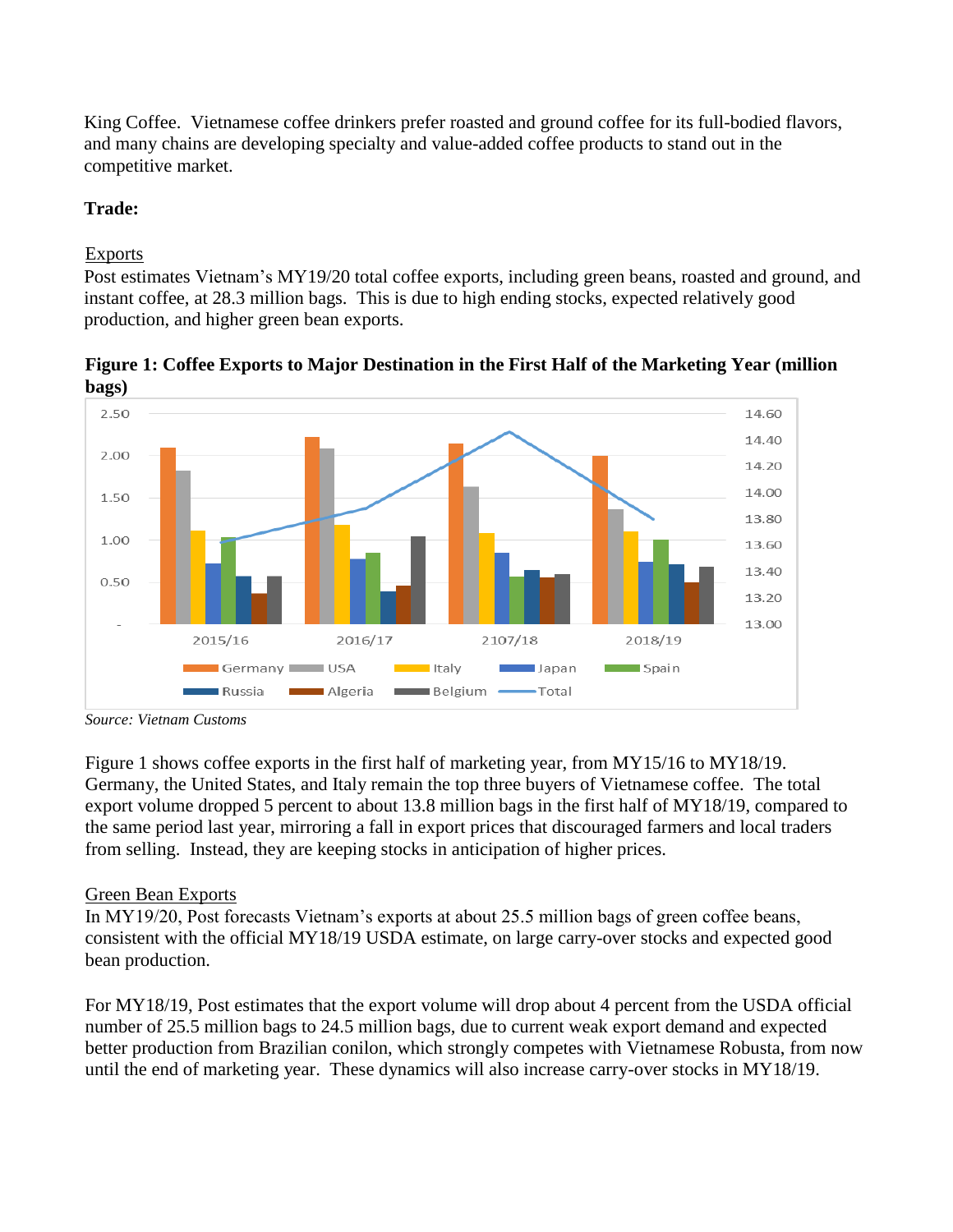King Coffee. Vietnamese coffee drinkers prefer roasted and ground coffee for its full-bodied flavors, and many chains are developing specialty and value-added coffee products to stand out in the competitive market.

**Trade:**

Exports

Post estimates Vietnam's MY19/20 total coffee exports, including green beans, roasted and ground, and instant coffee, at 28.3 million bags. This is due to high ending stocks, expected relatively good production, and higher green bean exports.

**Figure 1: Coffee Exports to Major Destination in the First Half of the Marketing Year (million bags)**

2.50
2.00
1.50
1.00
0.50
-

14.60
14.40
14.20
14.00
13.80
13.60
13.40
13.20
13.00

2015/16
2016/17
2107/18
2018/19

Germany
USA
Italy
Japan
Spain
Russia
Algeria
Belgium
Total

*Source: Vietnam Customs*

Figure 1 shows coffee exports in the first half of marketing year, from MY15/16 to MY18/19. Germany, the United States, and Italy remain the top three buyers of Vietnamese coffee. The total export volume dropped 5 percent to about 13.8 million bags in the first half of MY18/19, compared to the same period last year, mirroring a fall in export prices that discouraged farmers and local traders from selling. Instead, they are keeping stocks in anticipation of higher prices.

Green Bean Exports

In MY19/20, Post forecasts Vietnam's exports at about 25.5 million bags of green coffee beans, consistent with the official MY18/19 USDA estimate, on large carry-over stocks and expected good bean production.

For MY18/19, Post estimates that the export volume will drop about 4 percent from the USDA official number of 25.5 million bags to 24.5 million bags, due to current weak export demand and expected better production from Brazilian conilon, which strongly competes with Vietnamese Robusta, from now until the end of marketing year. These dynamics will also increase carry-over stocks in MY18/19.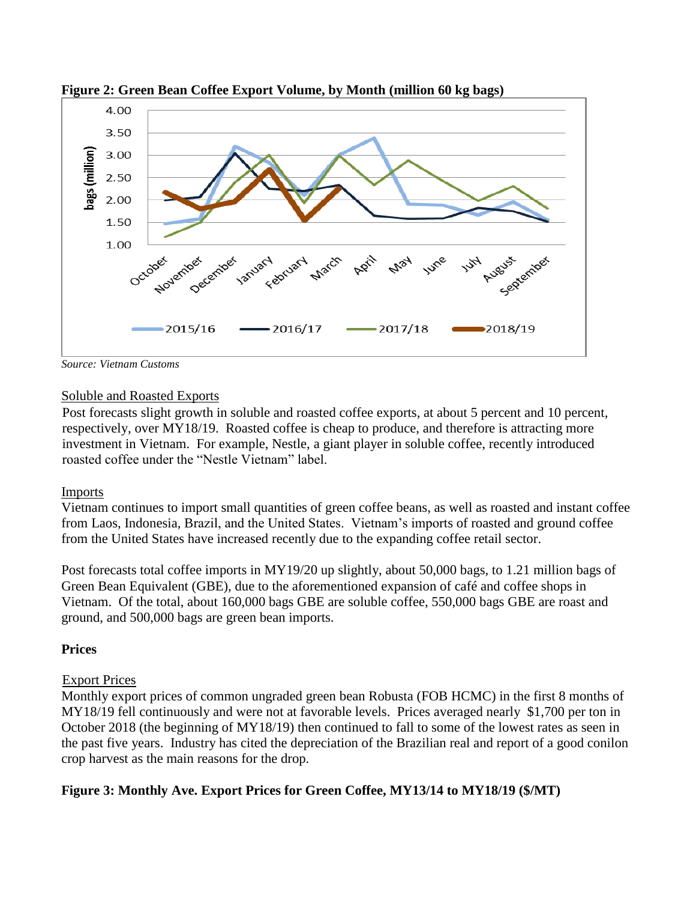**Figure 2: Green Bean Coffee Export Volume, by Month (million 60 kg bags)**

*Source: Vietnam Customs*

Soluble and Roasted Exports

Post forecasts slight growth in soluble and roasted coffee exports, at about 5 percent and 10 percent, respectively, over MY18/19. Roasted coffee is cheap to produce, and therefore is attracting more investment in Vietnam. For example, Nestle, a giant player in soluble coffee, recently introduced roasted coffee under the "Nestle Vietnam" label.

Imports

Vietnam continues to import small quantities of green coffee beans, as well as roasted and instant coffee from Laos, Indonesia, Brazil, and the United States. Vietnam's imports of roasted and ground coffee from the United States have increased recently due to the expanding coffee retail sector.

Post forecasts total coffee imports in MY19/20 up slightly, about 50,000 bags, to 1.21 million bags of Green Bean Equivalent (GBE), due to the aforementioned expansion of café and coffee shops in Vietnam. Of the total, about 160,000 bags GBE are soluble coffee, 550,000 bags GBE are roast and ground, and 500,000 bags are green bean imports.

**Prices**

Export Prices

Monthly export prices of common ungraded green bean Robusta (FOB HCMC) in the first 8 months of MY18/19 fell continuously and were not at favorable levels. Prices averaged nearly $1,700 per ton in October 2018 (the beginning of MY18/19) then continued to fall to some of the lowest rates as seen in the past five years. Industry has cited the depreciation of the Brazilian real and report of a good conilon crop harvest as the main reasons for the drop.

**Figure 3: Monthly Ave. Export Prices for Green Coffee, MY13/14 to MY18/19 ($/MT)**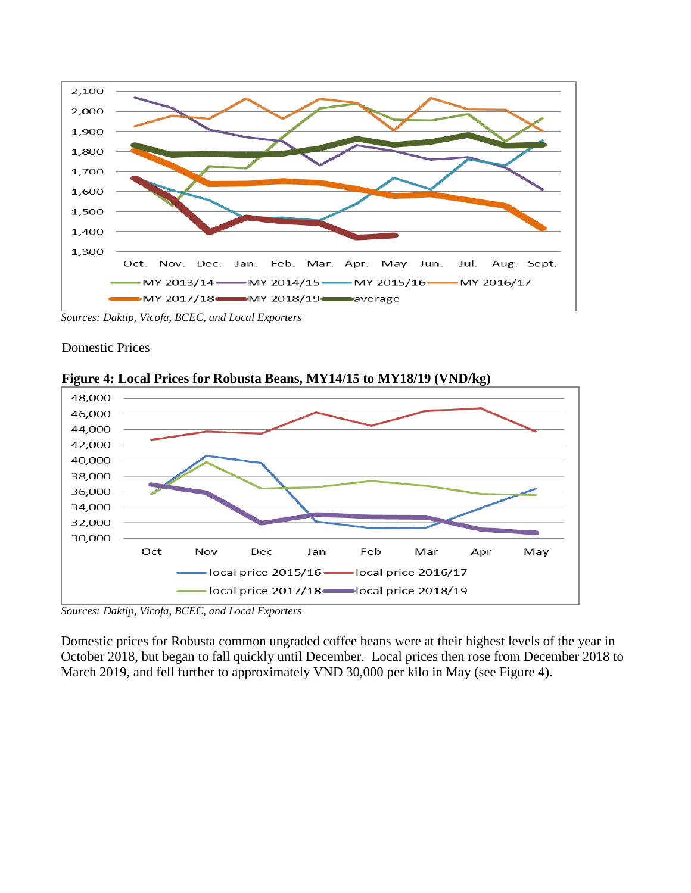2,100
2,000
1,900
1,800
1,700
1,600
1,500
1,400
1,300

Oct. Nov. Dec. Jan. Feb. Mar. Apr. May Jun. Jul. Aug. Sept.

MY 2013/14 MY 2014/15 MY 2015/16 MY 2016/17 MY 2017/18 MY 2018/19 average

*Sources: Daktip, Vicofa, BCEC, and Local Exporters*

Domestic Prices

**Figure 4: Local Prices for Robusta Beans, MY14/15 to MY18/19 (VND/kg)**

48,000
46,000
44,000
42,000
40,000
38,000
36,000
34,000
32,000
30,000

Oct Nov Dec Jan Feb Mar Apr May

local price 2015/16 local price 2016/17 local price 2017/18 local price 2018/19

*Sources: Daktip, Vicofa, BCEC, and Local Exporters*

Domestic prices for Robusta common ungraded coffee beans were at their highest levels of the year in October 2018, but began to fall quickly until December. Local prices then rose from December 2018 to March 2019, and fell further to approximately VND 30,000 per kilo in May (see Figure 4).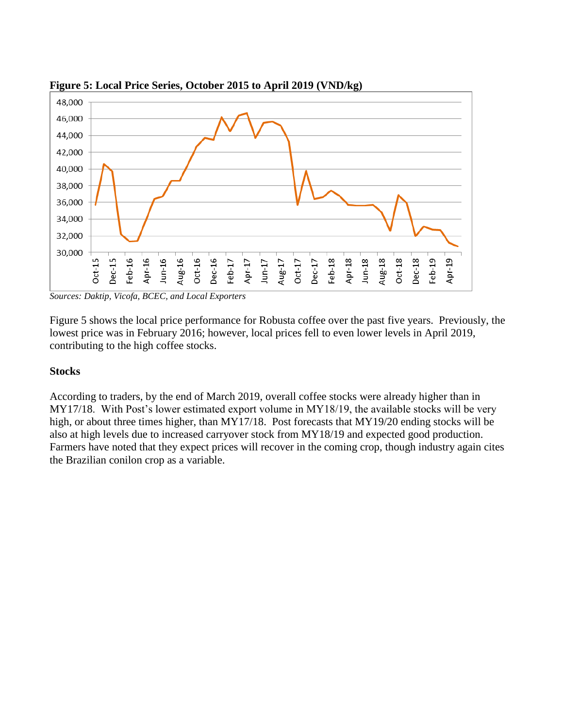**Figure 5: Local Price Series, October 2015 to April 2019 (VND/kg)**

48,000
46,000
44,000
42,000
40,000
38,000
36,000
34,000
32,000
30,000

Oct-15
Dec-15
Feb-16
Apr-16
Jun-16
Aug-16
Oct-16
Dec-16
Feb-17
Apr-17
Jun-17
Aug-17
Oct-17
Dec-17
Feb-18
Apr-18
Jun-18
Aug-18
Oct-18
Dec-18
Feb-19
Apr-19

*Sources: Daktip, Vicofa, BCEC, and Local Exporters*

Figure 5 shows the local price performance for Robusta coffee over the past five years. Previously, the lowest price was in February 2016; however, local prices fell to even lower levels in April 2019, contributing to the high coffee stocks.

## Stocks

According to traders, by the end of March 2019, overall coffee stocks were already higher than in MY17/18. With Post's lower estimated export volume in MY18/19, the available stocks will be very high, or about three times higher, than MY17/18. Post forecasts that MY19/20 ending stocks will be also at high levels due to increased carryover stock from MY18/19 and expected good production. Farmers have noted that they expect prices will recover in the coming crop, though industry again cites the Brazilian conilon crop as a variable.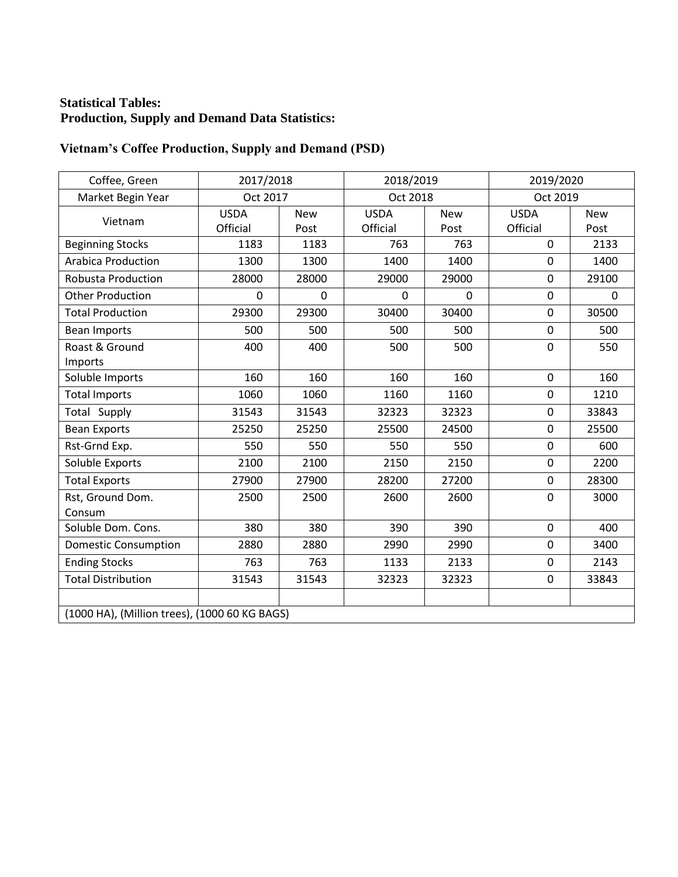**Statistical Tables:**
**Production, Supply and Demand Data Statistics:**

**Vietnam's Coffee Production, Supply and Demand (PSD)**

| Coffee, Green | 2017/2018 | | 2018/2019 | | 2019/2020 | |
|---|---|---|---|---|---|---|
| Market Begin Year | Oct 2017 | | Oct 2018 | | Oct 2019 | |
| Vietnam | USDA Official | New Post | USDA Official | New Post | USDA Official | New Post |
| Beginning Stocks | 1183 | 1183 | 763 | 763 | 0 | 2133 |
| Arabica Production | 1300 | 1300 | 1400 | 1400 | 0 | 1400 |
| Robusta Production | 28000 | 28000 | 29000 | 29000 | 0 | 29100 |
| Other Production | 0 | 0 | 0 | 0 | 0 | 0 |
| Total Production | 29300 | 29300 | 30400 | 30400 | 0 | 30500 |
| Bean Imports | 500 | 500 | 500 | 500 | 0 | 500 |
| Roast & Ground Imports | 400 | 400 | 500 | 500 | 0 | 550 |
| Soluble Imports | 160 | 160 | 160 | 160 | 0 | 160 |
| Total Imports | 1060 | 1060 | 1160 | 1160 | 0 | 1210 |
| Total Supply | 31543 | 31543 | 32323 | 32323 | 0 | 33843 |
| Bean Exports | 25250 | 25250 | 25500 | 24500 | 0 | 25500 |
| Rst-Grnd Exp. | 550 | 550 | 550 | 550 | 0 | 600 |
| Soluble Exports | 2100 | 2100 | 2150 | 2150 | 0 | 2200 |
| Total Exports | 27900 | 27900 | 28200 | 27200 | 0 | 28300 |
| Rst, Ground Dom. Consum | 2500 | 2500 | 2600 | 2600 | 0 | 3000 |
| Soluble Dom. Cons. | 380 | 380 | 390 | 390 | 0 | 400 |
| Domestic Consumption | 2880 | 2880 | 2990 | 2990 | 0 | 3400 |
| Ending Stocks | 763 | 763 | 1133 | 2133 | 0 | 2143 |
| Total Distribution | 31543 | 31543 | 32323 | 32323 | 0 | 33843 |
| | | | | | | |
| (1000 HA), (Million trees), (1000 60 KG BAGS) | | | | | | |